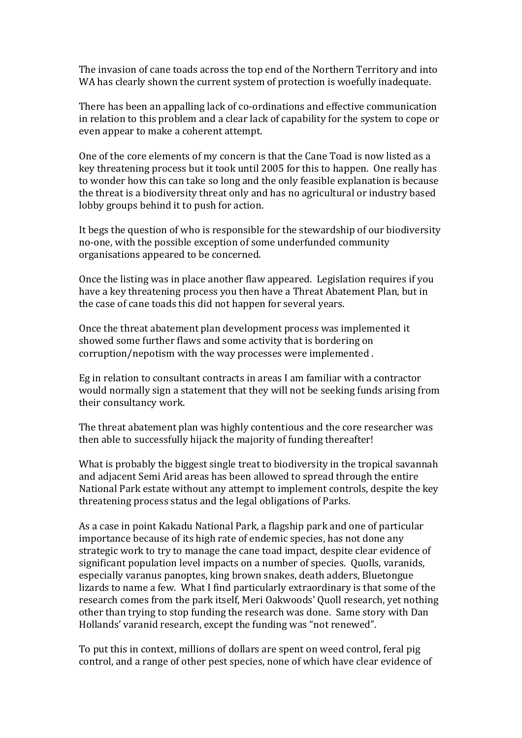The invasion of cane toads across the top end of the Northern Territory and into WA has clearly shown the current system of protection is woefully inadequate.

There has been an appalling lack of co-ordinations and effective communication in relation to this problem and a clear lack of capability for the system to cope or even appear to make a coherent attempt.

One of the core elements of my concern is that the Cane Toad is now listed as a key threatening process but it took until 2005 for this to happen. One really has to wonder how this can take so long and the only feasible explanation is because the threat is a biodiversity threat only and has no agricultural or industry based lobby groups behind it to push for action.

It begs the question of who is responsible for the stewardship of our biodiversity no-one, with the possible exception of some underfunded community organisations appeared to be concerned.

Once the listing was in place another flaw appeared. Legislation requires if you have a key threatening process you then have a Threat Abatement Plan, but in the case of cane toads this did not happen for several years.

Once the threat abatement plan development process was implemented it showed some further flaws and some activity that is bordering on corruption/nepotism with the way processes were implemented .

Eg in relation to consultant contracts in areas I am familiar with a contractor would normally sign a statement that they will not be seeking funds arising from their consultancy work.

The threat abatement plan was highly contentious and the core researcher was then able to successfully hijack the majority of funding thereafter!

What is probably the biggest single treat to biodiversity in the tropical savannah and adjacent Semi Arid areas has been allowed to spread through the entire National Park estate without any attempt to implement controls, despite the key threatening process status and the legal obligations of Parks.

As a case in point Kakadu National Park, a flagship park and one of particular importance because of its high rate of endemic species, has not done any strategic work to try to manage the cane toad impact, despite clear evidence of significant population level impacts on a number of species. Quolls, varanids, especially varanus panoptes, king brown snakes, death adders, Bluetongue lizards to name a few. What I find particularly extraordinary is that some of the research comes from the park itself, Meri Oakwoods' Quoll research, yet nothing other than trying to stop funding the research was done. Same story with Dan Hollands' varanid research, except the funding was "not renewed".

To put this in context, millions of dollars are spent on weed control, feral pig control, and a range of other pest species, none of which have clear evidence of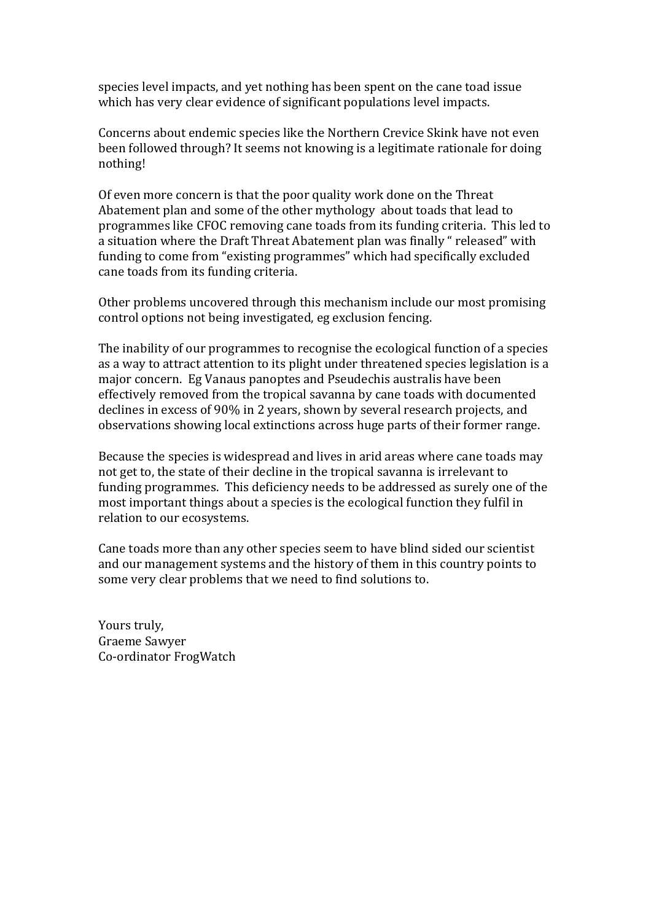species level impacts, and yet nothing has been spent on the cane toad issue which has very clear evidence of significant populations level impacts.

Concerns about endemic species like the Northern Crevice Skink have not even been followed through? It seems not knowing is a legitimate rationale for doing nothing!

Of even more concern is that the poor quality work done on the Threat Abatement plan and some of the other mythology about toads that lead to programmes like CFOC removing cane toads from its funding criteria. This led to a situation where the Draft Threat Abatement plan was finally " released" with funding to come from "existing programmes" which had specifically excluded cane toads from its funding criteria.

Other problems uncovered through this mechanism include our most promising control options not being investigated, eg exclusion fencing.

The inability of our programmes to recognise the ecological function of a species as a way to attract attention to its plight under threatened species legislation is a major concern. Eg Vanaus panoptes and Pseudechis australis have been effectively removed from the tropical savanna by cane toads with documented declines in excess of 90% in 2 years, shown by several research projects, and observations showing local extinctions across huge parts of their former range.

Because the species is widespread and lives in arid areas where cane toads may not get to, the state of their decline in the tropical savanna is irrelevant to funding programmes. This deficiency needs to be addressed as surely one of the most important things about a species is the ecological function they fulfil in relation to our ecosystems.

Cane toads more than any other species seem to have blind sided our scientist and our management systems and the history of them in this country points to some very clear problems that we need to find solutions to.

Yours truly,
Graeme Sawyer
Co-ordinator FrogWatch